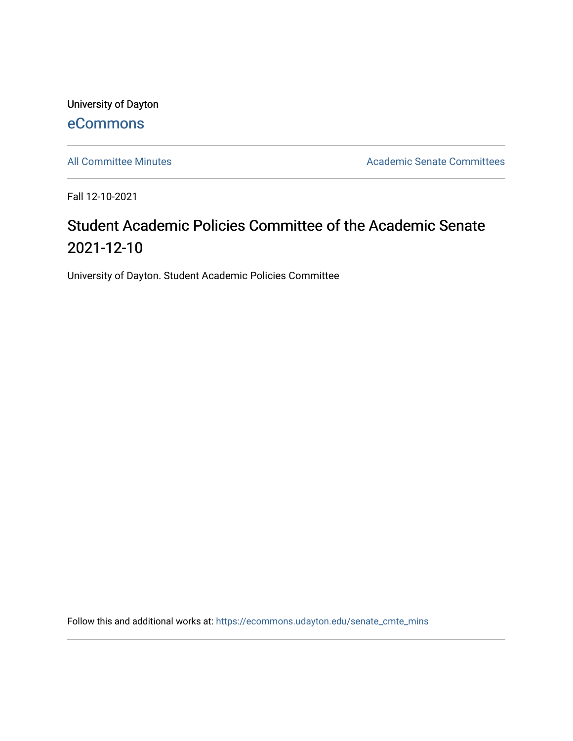University of Dayton

eCommons

All Committee Minutes | Academic Senate Committees

Fall 12-10-2021

# Student Academic Policies Committee of the Academic Senate 2021-12-10

University of Dayton. Student Academic Policies Committee

Follow this and additional works at: https://ecommons.udayton.edu/senate_cmte_mins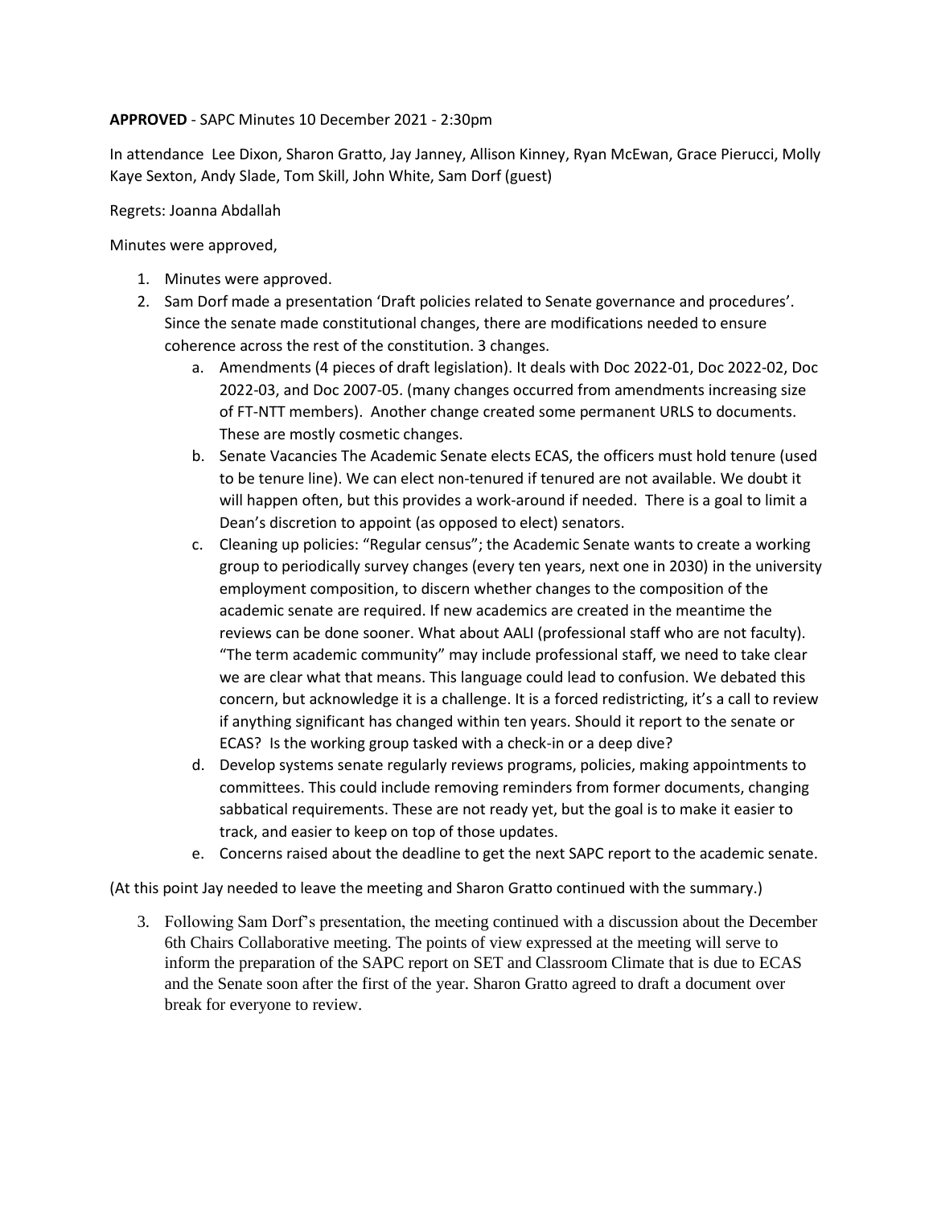**APPROVED** - SAPC Minutes 10 December 2021 - 2:30pm

In attendance Lee Dixon, Sharon Gratto, Jay Janney, Allison Kinney, Ryan McEwan, Grace Pierucci, Molly Kaye Sexton, Andy Slade, Tom Skill, John White, Sam Dorf (guest)

Regrets: Joanna Abdallah

Minutes were approved,

1. Minutes were approved.
2. Sam Dorf made a presentation 'Draft policies related to Senate governance and procedures'. Since the senate made constitutional changes, there are modifications needed to ensure coherence across the rest of the constitution. 3 changes.
   a. Amendments (4 pieces of draft legislation). It deals with Doc 2022-01, Doc 2022-02, Doc 2022-03, and Doc 2007-05. (many changes occurred from amendments increasing size of FT-NTT members). Another change created some permanent URLS to documents. These are mostly cosmetic changes.
   b. Senate Vacancies The Academic Senate elects ECAS, the officers must hold tenure (used to be tenure line). We can elect non-tenured if tenured are not available. We doubt it will happen often, but this provides a work-around if needed. There is a goal to limit a Dean's discretion to appoint (as opposed to elect) senators.
   c. Cleaning up policies: "Regular census"; the Academic Senate wants to create a working group to periodically survey changes (every ten years, next one in 2030) in the university employment composition, to discern whether changes to the composition of the academic senate are required. If new academics are created in the meantime the reviews can be done sooner. What about AALI (professional staff who are not faculty). "The term academic community" may include professional staff, we need to take clear we are clear what that means. This language could lead to confusion. We debated this concern, but acknowledge it is a challenge. It is a forced redistricting, it's a call to review if anything significant has changed within ten years. Should it report to the senate or ECAS? Is the working group tasked with a check-in or a deep dive?
   d. Develop systems senate regularly reviews programs, policies, making appointments to committees. This could include removing reminders from former documents, changing sabbatical requirements. These are not ready yet, but the goal is to make it easier to track, and easier to keep on top of those updates.
   e. Concerns raised about the deadline to get the next SAPC report to the academic senate.

(At this point Jay needed to leave the meeting and Sharon Gratto continued with the summary.)

3. Following Sam Dorf's presentation, the meeting continued with a discussion about the December 6th Chairs Collaborative meeting. The points of view expressed at the meeting will serve to inform the preparation of the SAPC report on SET and Classroom Climate that is due to ECAS and the Senate soon after the first of the year. Sharon Gratto agreed to draft a document over break for everyone to review.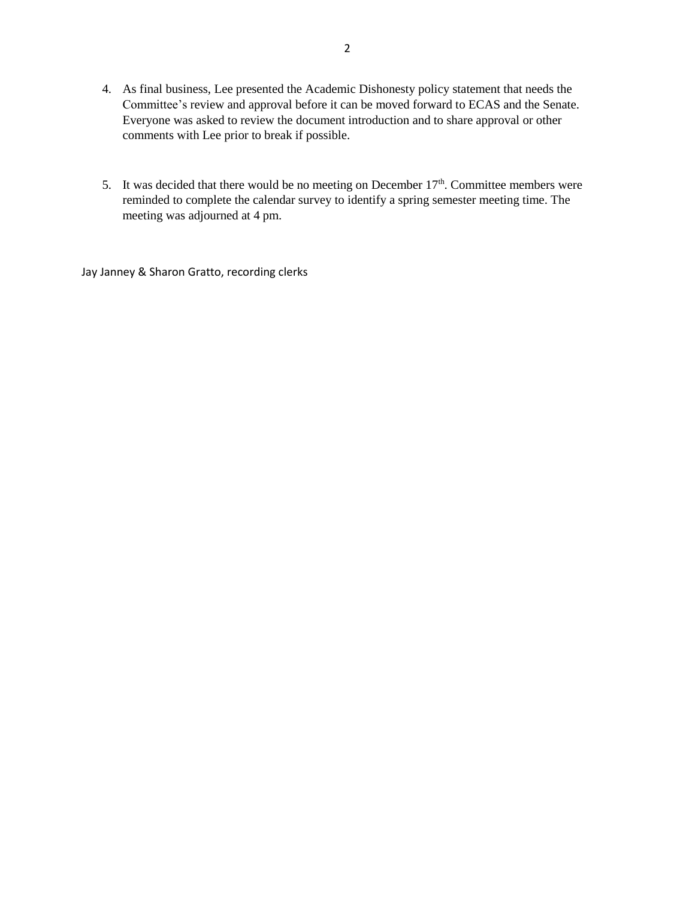4. As final business, Lee presented the Academic Dishonesty policy statement that needs the Committee's review and approval before it can be moved forward to ECAS and the Senate. Everyone was asked to review the document introduction and to share approval or other comments with Lee prior to break if possible.

5. It was decided that there would be no meeting on December 17th. Committee members were reminded to complete the calendar survey to identify a spring semester meeting time. The meeting was adjourned at 4 pm.

Jay Janney & Sharon Gratto, recording clerks